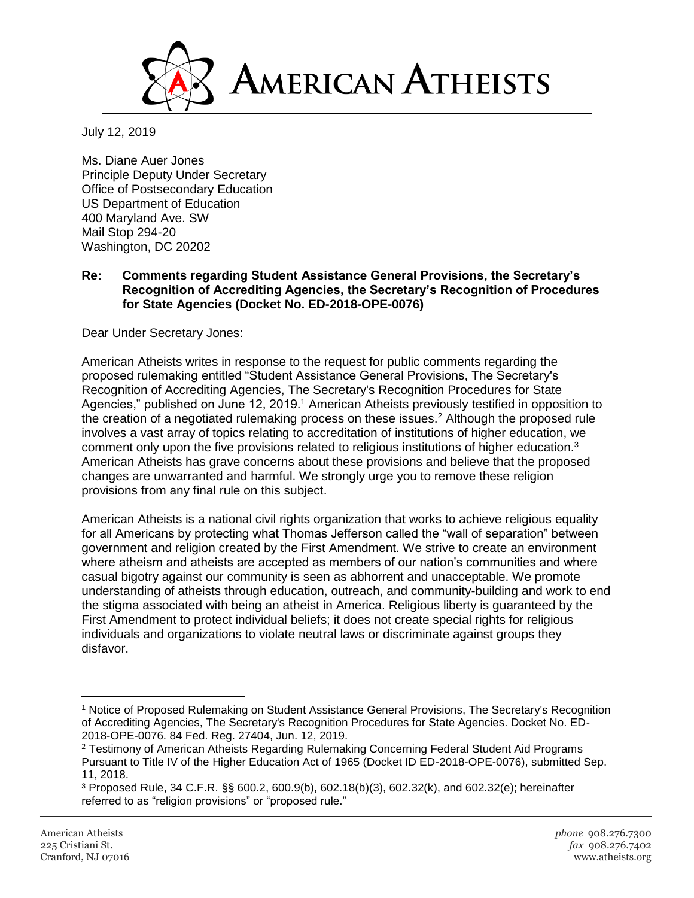# AMERICAN ATHEISTS

July 12, 2019

Ms. Diane Auer Jones
Principle Deputy Under Secretary
Office of Postsecondary Education
US Department of Education
400 Maryland Ave. SW
Mail Stop 294-20
Washington, DC 20202

**Re: Comments regarding Student Assistance General Provisions, the Secretary's Recognition of Accrediting Agencies, the Secretary's Recognition of Procedures for State Agencies (Docket No. ED-2018-OPE-0076)**

Dear Under Secretary Jones:

American Atheists writes in response to the request for public comments regarding the proposed rulemaking entitled "Student Assistance General Provisions, The Secretary's Recognition of Accrediting Agencies, The Secretary's Recognition Procedures for State Agencies," published on June 12, 2019.[1] American Atheists previously testified in opposition to the creation of a negotiated rulemaking process on these issues.[2] Although the proposed rule involves a vast array of topics relating to accreditation of institutions of higher education, we comment only upon the five provisions related to religious institutions of higher education.[3] American Atheists has grave concerns about these provisions and believe that the proposed changes are unwarranted and harmful. We strongly urge you to remove these religion provisions from any final rule on this subject.

American Atheists is a national civil rights organization that works to achieve religious equality for all Americans by protecting what Thomas Jefferson called the "wall of separation" between government and religion created by the First Amendment. We strive to create an environment where atheism and atheists are accepted as members of our nation's communities and where casual bigotry against our community is seen as abhorrent and unacceptable. We promote understanding of atheists through education, outreach, and community-building and work to end the stigma associated with being an atheist in America. Religious liberty is guaranteed by the First Amendment to protect individual beliefs; it does not create special rights for religious individuals and organizations to violate neutral laws or discriminate against groups they disfavor.

---

[1] Notice of Proposed Rulemaking on Student Assistance General Provisions, The Secretary's Recognition of Accrediting Agencies, The Secretary's Recognition Procedures for State Agencies. Docket No. ED-2018-OPE-0076. 84 Fed. Reg. 27404, Jun. 12, 2019.

[2] Testimony of American Atheists Regarding Rulemaking Concerning Federal Student Aid Programs Pursuant to Title IV of the Higher Education Act of 1965 (Docket ID ED-2018-OPE-0076), submitted Sep. 11, 2018.

[3] Proposed Rule, 34 C.F.R. §§ 600.2, 600.9(b), 602.18(b)(3), 602.32(k), and 602.32(e); hereinafter referred to as "religion provisions" or "proposed rule."

American Atheists
225 Cristiani St.
Cranford, NJ 07016

*phone* 908.276.7300
*fax* 908.276.7402
www.atheists.org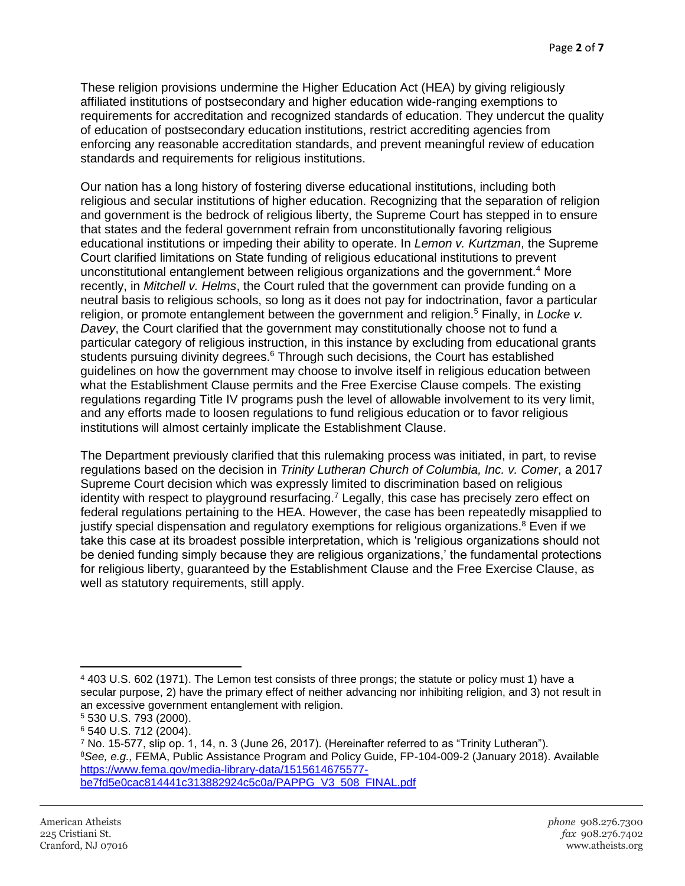These religion provisions undermine the Higher Education Act (HEA) by giving religiously affiliated institutions of postsecondary and higher education wide-ranging exemptions to requirements for accreditation and recognized standards of education. They undercut the quality of education of postsecondary education institutions, restrict accrediting agencies from enforcing any reasonable accreditation standards, and prevent meaningful review of education standards and requirements for religious institutions.

Our nation has a long history of fostering diverse educational institutions, including both religious and secular institutions of higher education. Recognizing that the separation of religion and government is the bedrock of religious liberty, the Supreme Court has stepped in to ensure that states and the federal government refrain from unconstitutionally favoring religious educational institutions or impeding their ability to operate. In *Lemon v. Kurtzman*, the Supreme Court clarified limitations on State funding of religious educational institutions to prevent unconstitutional entanglement between religious organizations and the government.[4] More recently, in *Mitchell v. Helms*, the Court ruled that the government can provide funding on a neutral basis to religious schools, so long as it does not pay for indoctrination, favor a particular religion, or promote entanglement between the government and religion.[5] Finally, in *Locke v. Davey*, the Court clarified that the government may constitutionally choose not to fund a particular category of religious instruction, in this instance by excluding from educational grants students pursuing divinity degrees.[6] Through such decisions, the Court has established guidelines on how the government may choose to involve itself in religious education between what the Establishment Clause permits and the Free Exercise Clause compels. The existing regulations regarding Title IV programs push the level of allowable involvement to its very limit, and any efforts made to loosen regulations to fund religious education or to favor religious institutions will almost certainly implicate the Establishment Clause.

The Department previously clarified that this rulemaking process was initiated, in part, to revise regulations based on the decision in *Trinity Lutheran Church of Columbia, Inc. v. Comer*, a 2017 Supreme Court decision which was expressly limited to discrimination based on religious identity with respect to playground resurfacing.[7] Legally, this case has precisely zero effect on federal regulations pertaining to the HEA. However, the case has been repeatedly misapplied to justify special dispensation and regulatory exemptions for religious organizations.[8] Even if we take this case at its broadest possible interpretation, which is 'religious organizations should not be denied funding simply because they are religious organizations,' the fundamental protections for religious liberty, guaranteed by the Establishment Clause and the Free Exercise Clause, as well as statutory requirements, still apply.

---

[4] 403 U.S. 602 (1971). The Lemon test consists of three prongs; the statute or policy must 1) have a secular purpose, 2) have the primary effect of neither advancing nor inhibiting religion, and 3) not result in an excessive government entanglement with religion.

[5] 530 U.S. 793 (2000).

[6] 540 U.S. 712 (2004).

[7] No. 15-577, slip op. 1, 14, n. 3 (June 26, 2017). (Hereinafter referred to as "Trinity Lutheran").

[8] *See, e.g.,* FEMA, Public Assistance Program and Policy Guide, FP-104-009-2 (January 2018). Available https://www.fema.gov/media-library-data/1515614675577-be7fd5e0cac814441c313882924c5c0a/PAPPG_V3_508_FINAL.pdf

American Atheists
225 Cristiani St.
Cranford, NJ 07016

*phone* 908.276.7300
*fax* 908.276.7402
www.atheists.org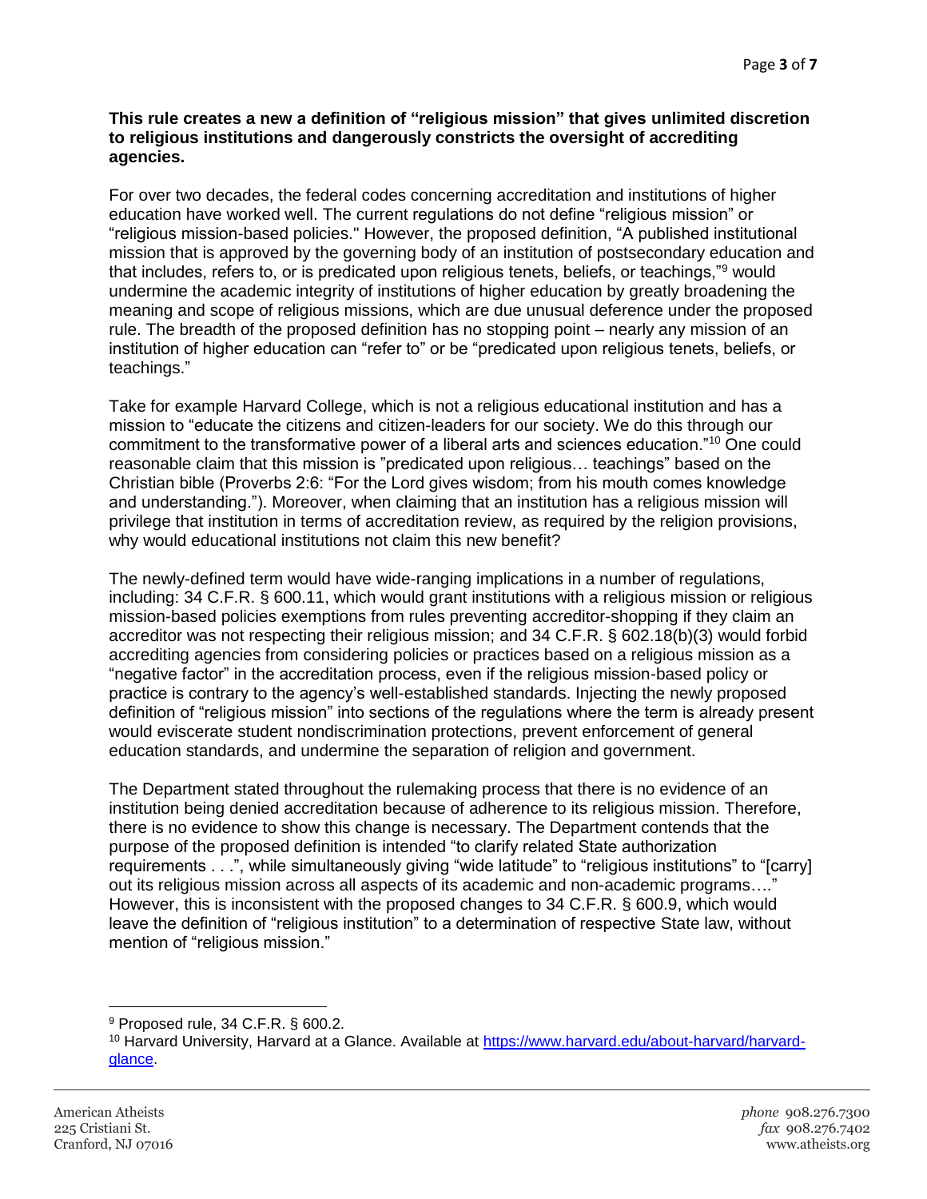**This rule creates a new a definition of "religious mission" that gives unlimited discretion to religious institutions and dangerously constricts the oversight of accrediting agencies.**

For over two decades, the federal codes concerning accreditation and institutions of higher education have worked well. The current regulations do not define "religious mission" or "religious mission-based policies." However, the proposed definition, "A published institutional mission that is approved by the governing body of an institution of postsecondary education and that includes, refers to, or is predicated upon religious tenets, beliefs, or teachings,"[9] would undermine the academic integrity of institutions of higher education by greatly broadening the meaning and scope of religious missions, which are due unusual deference under the proposed rule. The breadth of the proposed definition has no stopping point – nearly any mission of an institution of higher education can "refer to" or be "predicated upon religious tenets, beliefs, or teachings."

Take for example Harvard College, which is not a religious educational institution and has a mission to "educate the citizens and citizen-leaders for our society. We do this through our commitment to the transformative power of a liberal arts and sciences education."[10] One could reasonable claim that this mission is "predicated upon religious… teachings" based on the Christian bible (Proverbs 2:6: "For the Lord gives wisdom; from his mouth comes knowledge and understanding."). Moreover, when claiming that an institution has a religious mission will privilege that institution in terms of accreditation review, as required by the religion provisions, why would educational institutions not claim this new benefit?

The newly-defined term would have wide-ranging implications in a number of regulations, including: 34 C.F.R. § 600.11, which would grant institutions with a religious mission or religious mission-based policies exemptions from rules preventing accreditor-shopping if they claim an accreditor was not respecting their religious mission; and 34 C.F.R. § 602.18(b)(3) would forbid accrediting agencies from considering policies or practices based on a religious mission as a "negative factor" in the accreditation process, even if the religious mission-based policy or practice is contrary to the agency's well-established standards. Injecting the newly proposed definition of "religious mission" into sections of the regulations where the term is already present would eviscerate student nondiscrimination protections, prevent enforcement of general education standards, and undermine the separation of religion and government.

The Department stated throughout the rulemaking process that there is no evidence of an institution being denied accreditation because of adherence to its religious mission. Therefore, there is no evidence to show this change is necessary. The Department contends that the purpose of the proposed definition is intended "to clarify related State authorization requirements . . .", while simultaneously giving "wide latitude" to "religious institutions" to "[carry] out its religious mission across all aspects of its academic and non-academic programs…." However, this is inconsistent with the proposed changes to 34 C.F.R. § 600.9, which would leave the definition of "religious institution" to a determination of respective State law, without mention of "religious mission."

---

[9] Proposed rule, 34 C.F.R. § 600.2.

[10] Harvard University, Harvard at a Glance. Available at [https://www.harvard.edu/about-harvard/harvard-glance](https://www.harvard.edu/about-harvard/harvard-glance).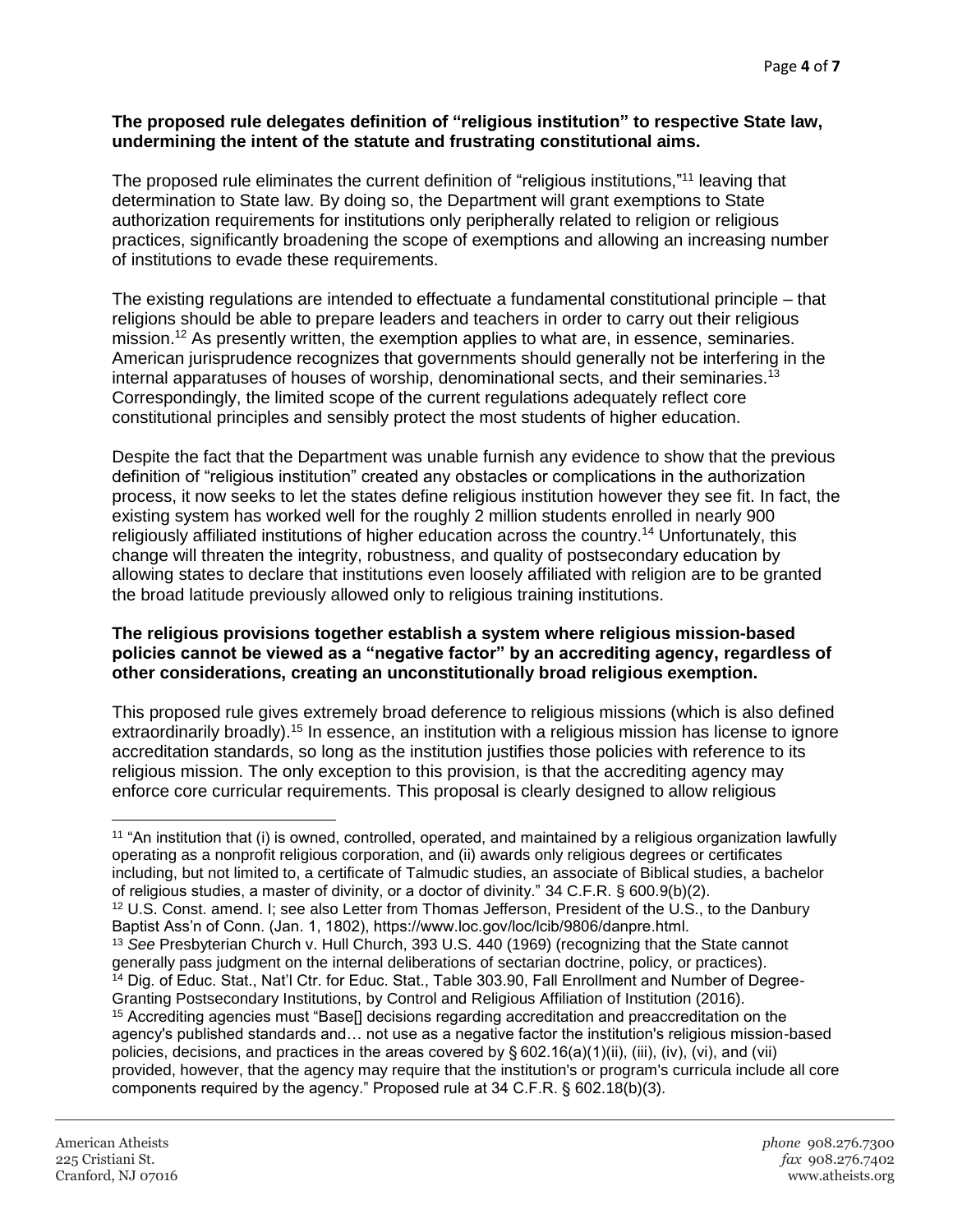**The proposed rule delegates definition of "religious institution" to respective State law, undermining the intent of the statute and frustrating constitutional aims.**

The proposed rule eliminates the current definition of "religious institutions,"[11] leaving that determination to State law. By doing so, the Department will grant exemptions to State authorization requirements for institutions only peripherally related to religion or religious practices, significantly broadening the scope of exemptions and allowing an increasing number of institutions to evade these requirements.

The existing regulations are intended to effectuate a fundamental constitutional principle – that religions should be able to prepare leaders and teachers in order to carry out their religious mission.[12] As presently written, the exemption applies to what are, in essence, seminaries. American jurisprudence recognizes that governments should generally not be interfering in the internal apparatuses of houses of worship, denominational sects, and their seminaries.[13] Correspondingly, the limited scope of the current regulations adequately reflect core constitutional principles and sensibly protect the most students of higher education.

Despite the fact that the Department was unable furnish any evidence to show that the previous definition of "religious institution" created any obstacles or complications in the authorization process, it now seeks to let the states define religious institution however they see fit. In fact, the existing system has worked well for the roughly 2 million students enrolled in nearly 900 religiously affiliated institutions of higher education across the country.[14] Unfortunately, this change will threaten the integrity, robustness, and quality of postsecondary education by allowing states to declare that institutions even loosely affiliated with religion are to be granted the broad latitude previously allowed only to religious training institutions.

**The religious provisions together establish a system where religious mission-based policies cannot be viewed as a "negative factor" by an accrediting agency, regardless of other considerations, creating an unconstitutionally broad religious exemption.**

This proposed rule gives extremely broad deference to religious missions (which is also defined extraordinarily broadly).[15] In essence, an institution with a religious mission has license to ignore accreditation standards, so long as the institution justifies those policies with reference to its religious mission. The only exception to this provision, is that the accrediting agency may enforce core curricular requirements. This proposal is clearly designed to allow religious

---

[11] "An institution that (i) is owned, controlled, operated, and maintained by a religious organization lawfully operating as a nonprofit religious corporation, and (ii) awards only religious degrees or certificates including, but not limited to, a certificate of Talmudic studies, an associate of Biblical studies, a bachelor of religious studies, a master of divinity, or a doctor of divinity." 34 C.F.R. § 600.9(b)(2).

[12] U.S. Const. amend. I; see also Letter from Thomas Jefferson, President of the U.S., to the Danbury Baptist Ass'n of Conn. (Jan. 1, 1802), https://www.loc.gov/loc/lcib/9806/danpre.html.

[13] *See* Presbyterian Church v. Hull Church, 393 U.S. 440 (1969) (recognizing that the State cannot generally pass judgment on the internal deliberations of sectarian doctrine, policy, or practices).

[14] Dig. of Educ. Stat., Nat'l Ctr. for Educ. Stat., Table 303.90, Fall Enrollment and Number of Degree-Granting Postsecondary Institutions, by Control and Religious Affiliation of Institution (2016).

[15] Accrediting agencies must "Base[] decisions regarding accreditation and preaccreditation on the agency's published standards and… not use as a negative factor the institution's religious mission-based policies, decisions, and practices in the areas covered by § 602.16(a)(1)(ii), (iii), (iv), (vi), and (vii) provided, however, that the agency may require that the institution's or program's curricula include all core components required by the agency." Proposed rule at 34 C.F.R. § 602.18(b)(3).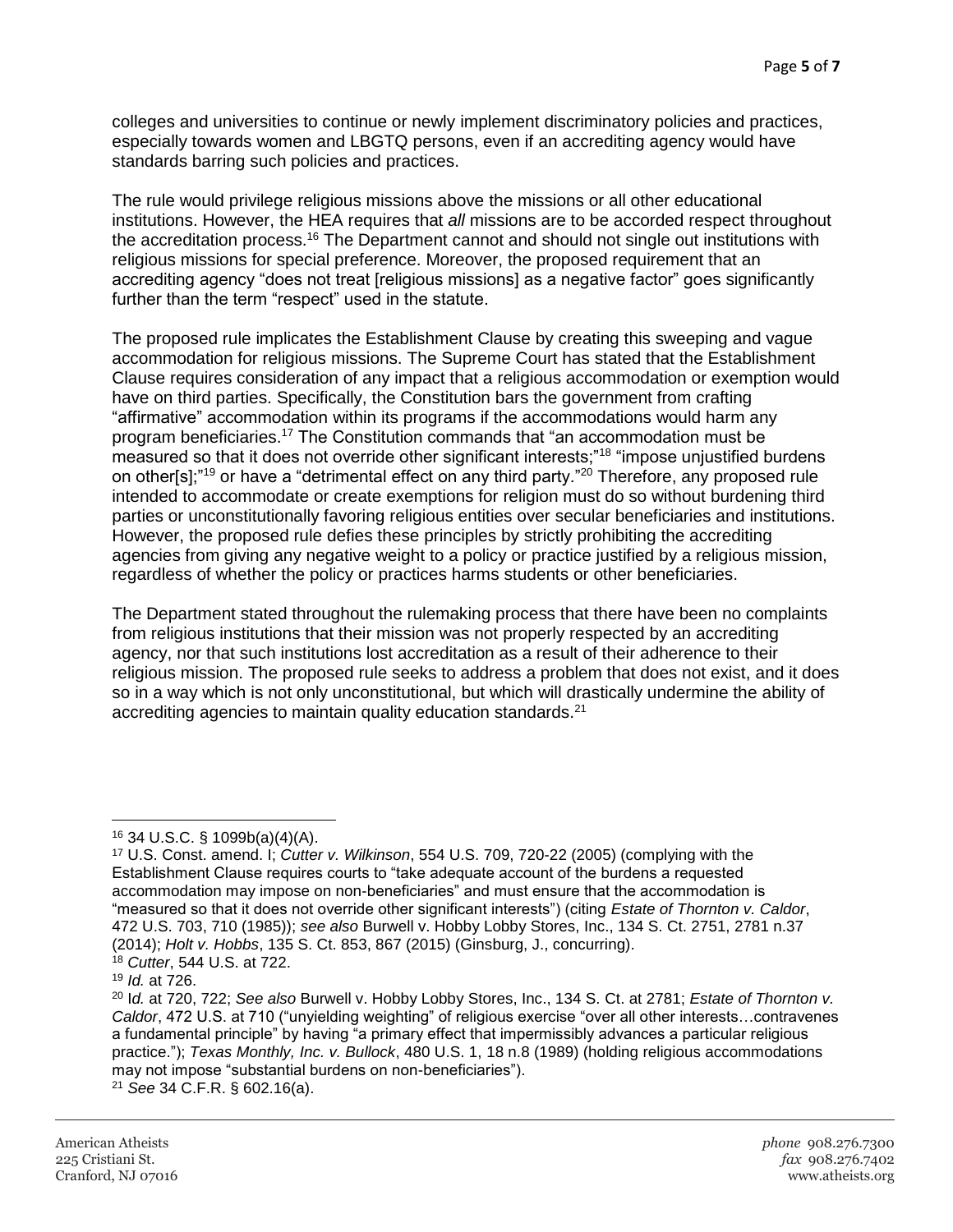colleges and universities to continue or newly implement discriminatory policies and practices, especially towards women and LBGTQ persons, even if an accrediting agency would have standards barring such policies and practices.

The rule would privilege religious missions above the missions or all other educational institutions. However, the HEA requires that *all* missions are to be accorded respect throughout the accreditation process.[16] The Department cannot and should not single out institutions with religious missions for special preference. Moreover, the proposed requirement that an accrediting agency "does not treat [religious missions] as a negative factor" goes significantly further than the term "respect" used in the statute.

The proposed rule implicates the Establishment Clause by creating this sweeping and vague accommodation for religious missions. The Supreme Court has stated that the Establishment Clause requires consideration of any impact that a religious accommodation or exemption would have on third parties. Specifically, the Constitution bars the government from crafting "affirmative" accommodation within its programs if the accommodations would harm any program beneficiaries.[17] The Constitution commands that "an accommodation must be measured so that it does not override other significant interests;"[18] "impose unjustified burdens on other[s];"[19] or have a "detrimental effect on any third party."[20] Therefore, any proposed rule intended to accommodate or create exemptions for religion must do so without burdening third parties or unconstitutionally favoring religious entities over secular beneficiaries and institutions. However, the proposed rule defies these principles by strictly prohibiting the accrediting agencies from giving any negative weight to a policy or practice justified by a religious mission, regardless of whether the policy or practices harms students or other beneficiaries.

The Department stated throughout the rulemaking process that there have been no complaints from religious institutions that their mission was not properly respected by an accrediting agency, nor that such institutions lost accreditation as a result of their adherence to their religious mission. The proposed rule seeks to address a problem that does not exist, and it does so in a way which is not only unconstitutional, but which will drastically undermine the ability of accrediting agencies to maintain quality education standards.[21]

---

[16] 34 U.S.C. § 1099b(a)(4)(A).

[17] U.S. Const. amend. I; *Cutter v. Wilkinson*, 554 U.S. 709, 720-22 (2005) (complying with the Establishment Clause requires courts to "take adequate account of the burdens a requested accommodation may impose on non-beneficiaries" and must ensure that the accommodation is "measured so that it does not override other significant interests") (citing *Estate of Thornton v. Caldor*, 472 U.S. 703, 710 (1985)); *see also* Burwell v. Hobby Lobby Stores, Inc., 134 S. Ct. 2751, 2781 n.37 (2014); *Holt v. Hobbs*, 135 S. Ct. 853, 867 (2015) (Ginsburg, J., concurring).

[18] *Cutter*, 544 U.S. at 722.

[19] *Id.* at 726.

[20] I*d.* at 720, 722; *See also* Burwell v. Hobby Lobby Stores, Inc., 134 S. Ct. at 2781; *Estate of Thornton v. Caldor*, 472 U.S. at 710 ("unyielding weighting" of religious exercise "over all other interests…contravenes a fundamental principle" by having "a primary effect that impermissibly advances a particular religious practice."); *Texas Monthly, Inc. v. Bullock*, 480 U.S. 1, 18 n.8 (1989) (holding religious accommodations may not impose "substantial burdens on non-beneficiaries").

[21] *See* 34 C.F.R. § 602.16(a).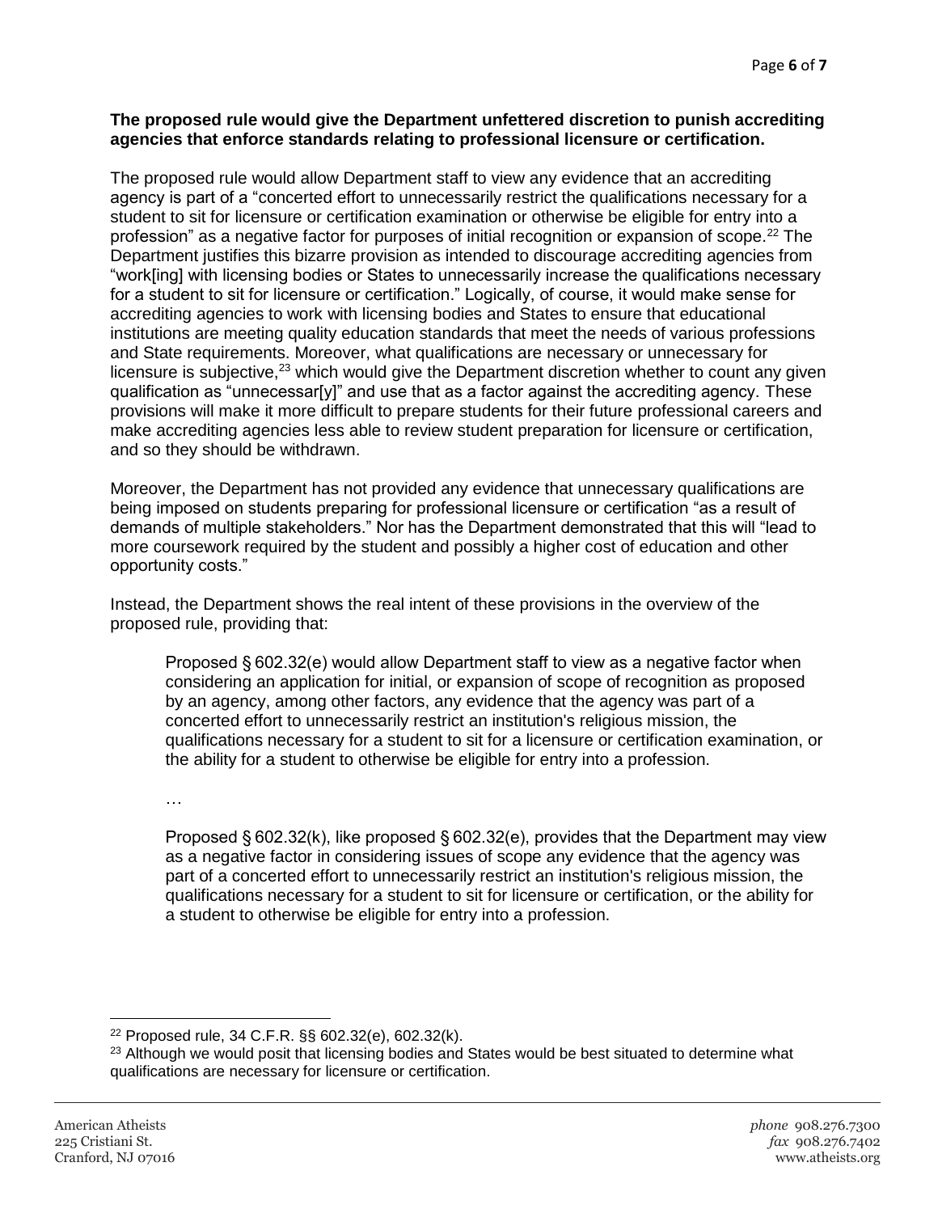**The proposed rule would give the Department unfettered discretion to punish accrediting agencies that enforce standards relating to professional licensure or certification.**

The proposed rule would allow Department staff to view any evidence that an accrediting agency is part of a "concerted effort to unnecessarily restrict the qualifications necessary for a student to sit for licensure or certification examination or otherwise be eligible for entry into a profession" as a negative factor for purposes of initial recognition or expansion of scope.[22] The Department justifies this bizarre provision as intended to discourage accrediting agencies from "work[ing] with licensing bodies or States to unnecessarily increase the qualifications necessary for a student to sit for licensure or certification." Logically, of course, it would make sense for accrediting agencies to work with licensing bodies and States to ensure that educational institutions are meeting quality education standards that meet the needs of various professions and State requirements. Moreover, what qualifications are necessary or unnecessary for licensure is subjective,[23] which would give the Department discretion whether to count any given qualification as "unnecessar[y]" and use that as a factor against the accrediting agency. These provisions will make it more difficult to prepare students for their future professional careers and make accrediting agencies less able to review student preparation for licensure or certification, and so they should be withdrawn.

Moreover, the Department has not provided any evidence that unnecessary qualifications are being imposed on students preparing for professional licensure or certification "as a result of demands of multiple stakeholders." Nor has the Department demonstrated that this will "lead to more coursework required by the student and possibly a higher cost of education and other opportunity costs."

Instead, the Department shows the real intent of these provisions in the overview of the proposed rule, providing that:

> Proposed § 602.32(e) would allow Department staff to view as a negative factor when considering an application for initial, or expansion of scope of recognition as proposed by an agency, among other factors, any evidence that the agency was part of a concerted effort to unnecessarily restrict an institution's religious mission, the qualifications necessary for a student to sit for a licensure or certification examination, or the ability for a student to otherwise be eligible for entry into a profession.
>
> …
>
> Proposed § 602.32(k), like proposed § 602.32(e), provides that the Department may view as a negative factor in considering issues of scope any evidence that the agency was part of a concerted effort to unnecessarily restrict an institution's religious mission, the qualifications necessary for a student to sit for licensure or certification, or the ability for a student to otherwise be eligible for entry into a profession.

---

[22] Proposed rule, 34 C.F.R. §§ 602.32(e), 602.32(k).

[23] Although we would posit that licensing bodies and States would be best situated to determine what qualifications are necessary for licensure or certification.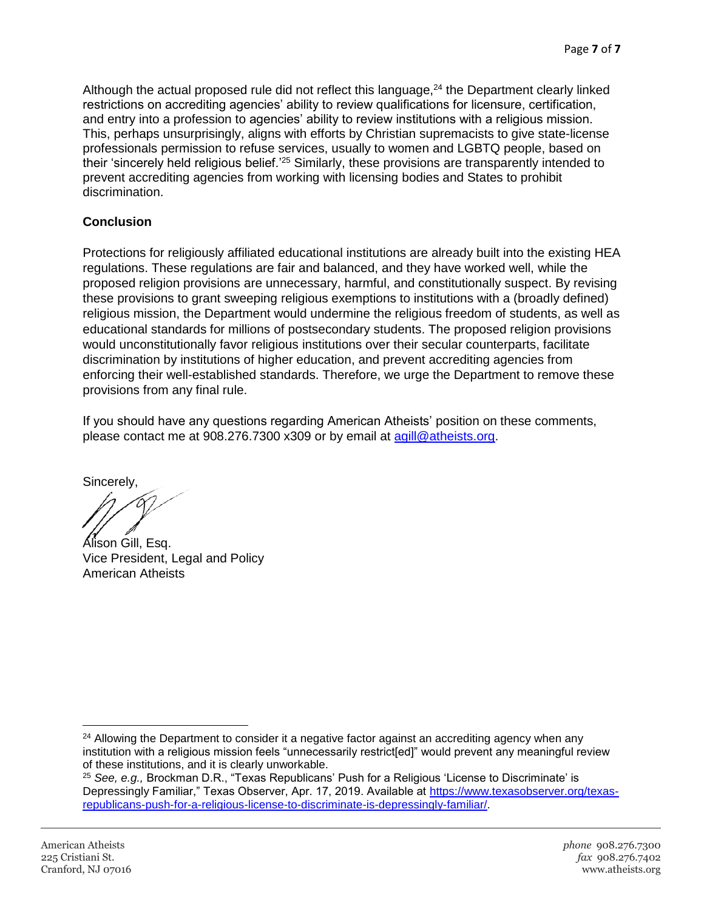Although the actual proposed rule did not reflect this language,[24] the Department clearly linked restrictions on accrediting agencies' ability to review qualifications for licensure, certification, and entry into a profession to agencies' ability to review institutions with a religious mission. This, perhaps unsurprisingly, aligns with efforts by Christian supremacists to give state-license professionals permission to refuse services, usually to women and LGBTQ people, based on their 'sincerely held religious belief.'[25] Similarly, these provisions are transparently intended to prevent accrediting agencies from working with licensing bodies and States to prohibit discrimination.

**Conclusion**

Protections for religiously affiliated educational institutions are already built into the existing HEA regulations. These regulations are fair and balanced, and they have worked well, while the proposed religion provisions are unnecessary, harmful, and constitutionally suspect. By revising these provisions to grant sweeping religious exemptions to institutions with a (broadly defined) religious mission, the Department would undermine the religious freedom of students, as well as educational standards for millions of postsecondary students. The proposed religion provisions would unconstitutionally favor religious institutions over their secular counterparts, facilitate discrimination by institutions of higher education, and prevent accrediting agencies from enforcing their well-established standards. Therefore, we urge the Department to remove these provisions from any final rule.

If you should have any questions regarding American Atheists' position on these comments, please contact me at 908.276.7300 x309 or by email at agill@atheists.org.

Sincerely,

Alison Gill, Esq.
Vice President, Legal and Policy
American Atheists

---

[24] Allowing the Department to consider it a negative factor against an accrediting agency when any institution with a religious mission feels "unnecessarily restrict[ed]" would prevent any meaningful review of these institutions, and it is clearly unworkable.

[25] *See, e.g.,* Brockman D.R., "Texas Republicans' Push for a Religious 'License to Discriminate' is Depressingly Familiar," Texas Observer, Apr. 17, 2019. Available at https://www.texasobserver.org/texas-republicans-push-for-a-religious-license-to-discriminate-is-depressingly-familiar/.

American Atheists
225 Cristiani St.
Cranford, NJ 07016

*phone* 908.276.7300
*fax* 908.276.7402
www.atheists.org